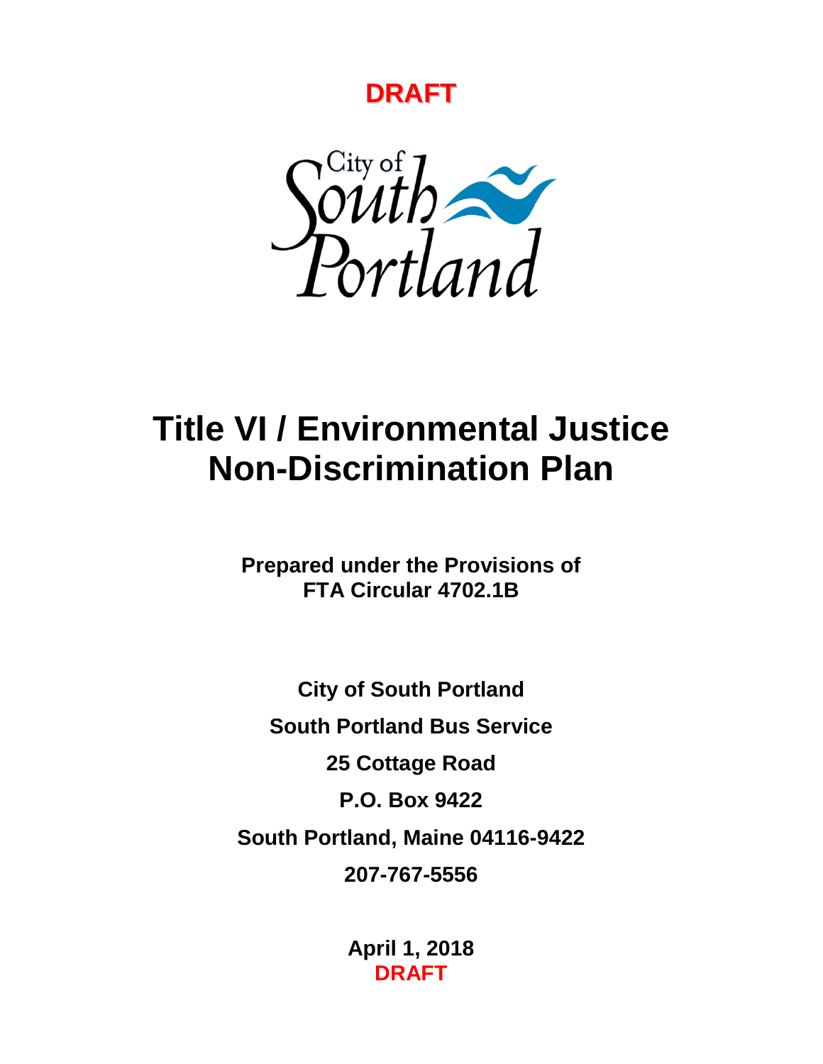**DRAFT**

City of South Portland

# Title VI / Environmental Justice Non-Discrimination Plan

**Prepared under the Provisions of FTA Circular 4702.1B**

**City of South Portland**

**South Portland Bus Service**

**25 Cottage Road**

**P.O. Box 9422**

**South Portland, Maine 04116-9422**

**207-767-5556**

**April 1, 2018**

**DRAFT**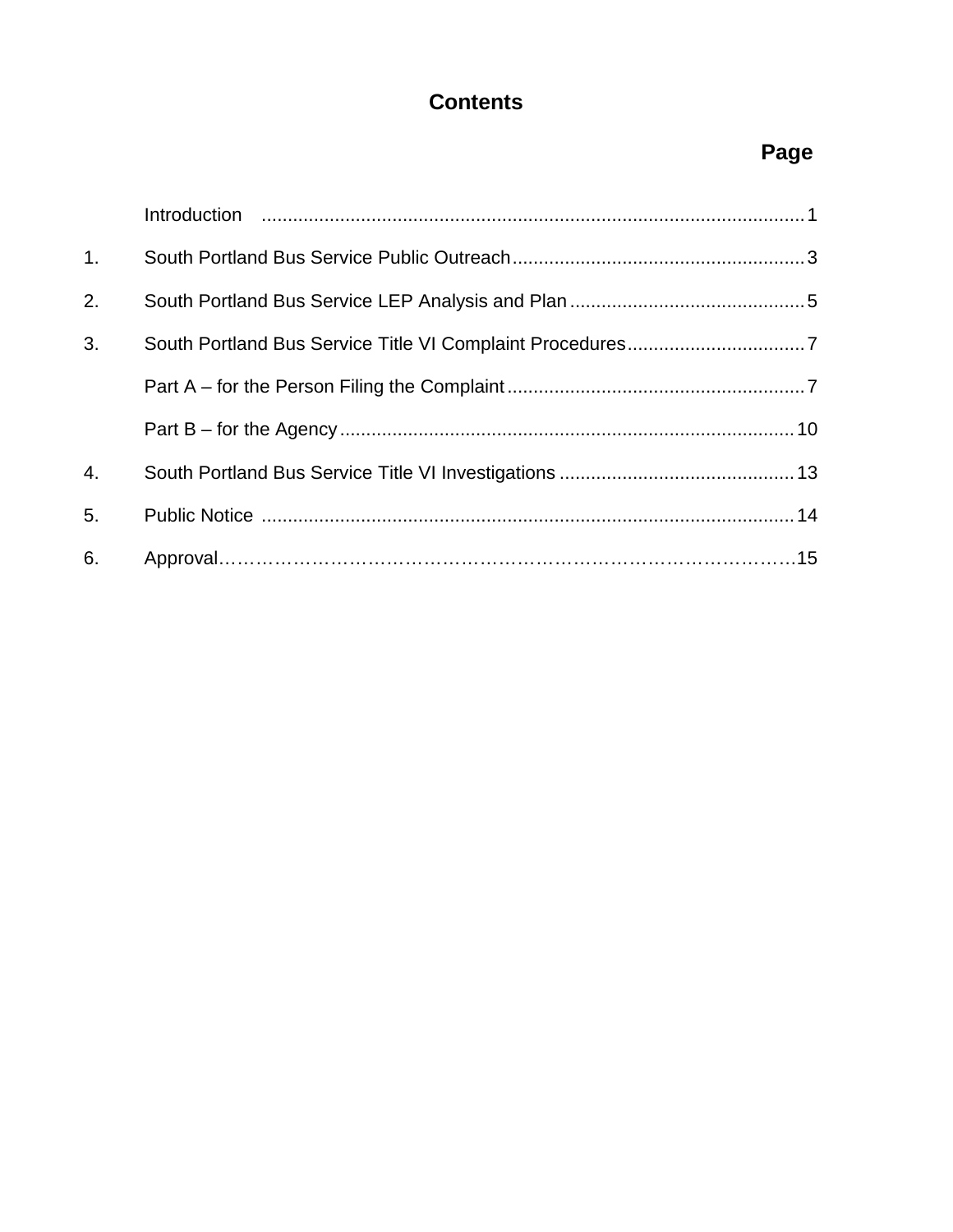# Contents

| | | Page |
|---|---|---|
| | Introduction | 1 |
| 1. | South Portland Bus Service Public Outreach | 3 |
| 2. | South Portland Bus Service LEP Analysis and Plan | 5 |
| 3. | South Portland Bus Service Title VI Complaint Procedures | 7 |
| | Part A – for the Person Filing the Complaint | 7 |
| | Part B – for the Agency | 10 |
| 4. | South Portland Bus Service Title VI Investigations | 13 |
| 5. | Public Notice | 14 |
| 6. | Approval | 15 |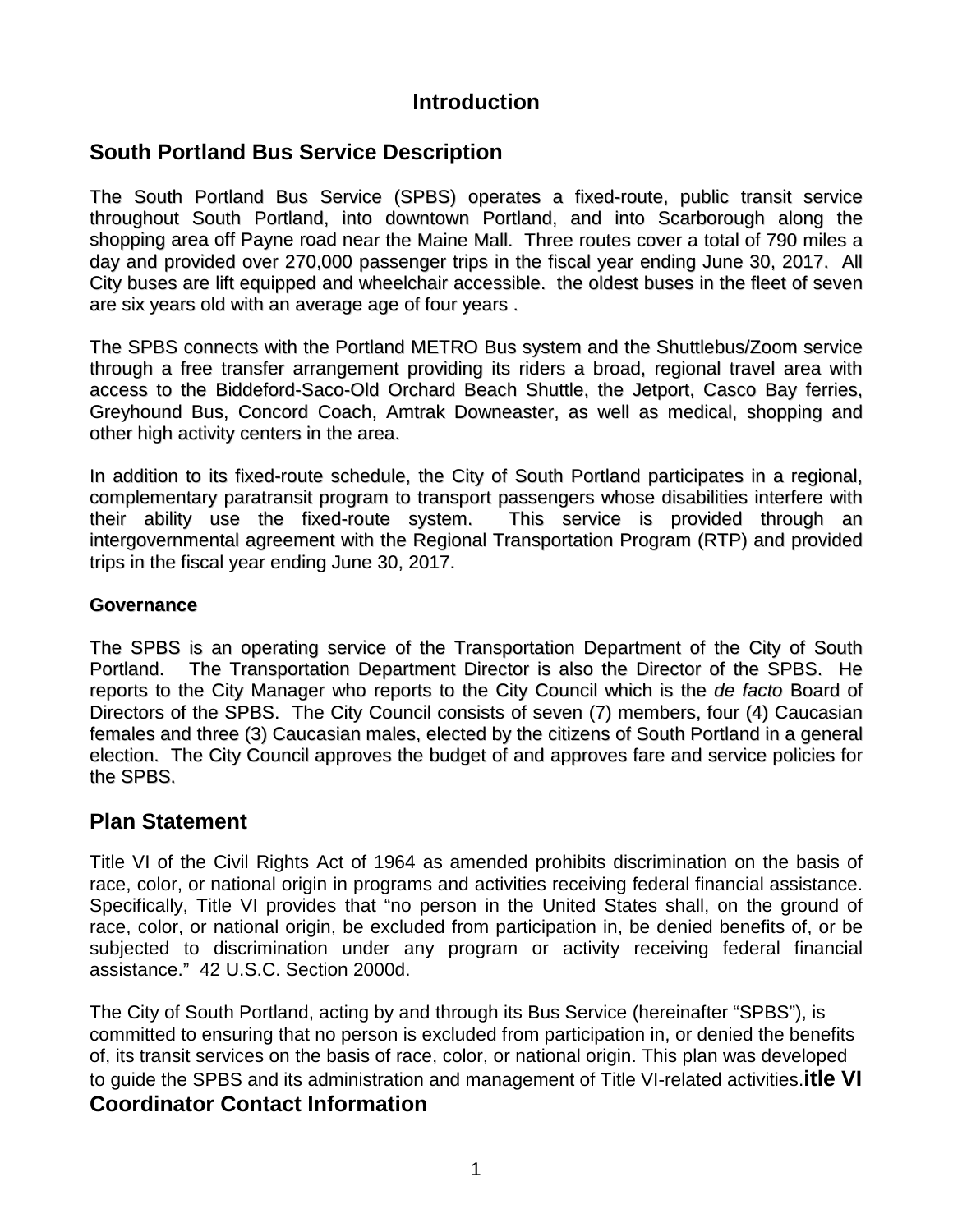# Introduction

## South Portland Bus Service Description

The South Portland Bus Service (SPBS) operates a fixed-route, public transit service throughout South Portland, into downtown Portland, and into Scarborough along the shopping area off Payne road near the Maine Mall. Three routes cover a total of 790 miles a day and provided over 270,000 passenger trips in the fiscal year ending June 30, 2017. All City buses are lift equipped and wheelchair accessible. the oldest buses in the fleet of seven are six years old with an average age of four years .

The SPBS connects with the Portland METRO Bus system and the Shuttlebus/Zoom service through a free transfer arrangement providing its riders a broad, regional travel area with access to the Biddeford-Saco-Old Orchard Beach Shuttle, the Jetport, Casco Bay ferries, Greyhound Bus, Concord Coach, Amtrak Downeaster, as well as medical, shopping and other high activity centers in the area.

In addition to its fixed-route schedule, the City of South Portland participates in a regional, complementary paratransit program to transport passengers whose disabilities interfere with their ability use the fixed-route system. This service is provided through an intergovernmental agreement with the Regional Transportation Program (RTP) and provided trips in the fiscal year ending June 30, 2017.

### Governance

The SPBS is an operating service of the Transportation Department of the City of South Portland. The Transportation Department Director is also the Director of the SPBS. He reports to the City Manager who reports to the City Council which is the *de facto* Board of Directors of the SPBS. The City Council consists of seven (7) members, four (4) Caucasian females and three (3) Caucasian males, elected by the citizens of South Portland in a general election. The City Council approves the budget of and approves fare and service policies for the SPBS.

## Plan Statement

Title VI of the Civil Rights Act of 1964 as amended prohibits discrimination on the basis of race, color, or national origin in programs and activities receiving federal financial assistance. Specifically, Title VI provides that "no person in the United States shall, on the ground of race, color, or national origin, be excluded from participation in, be denied benefits of, or be subjected to discrimination under any program or activity receiving federal financial assistance." 42 U.S.C. Section 2000d.

The City of South Portland, acting by and through its Bus Service (hereinafter "SPBS"), is committed to ensuring that no person is excluded from participation in, or denied the benefits of, its transit services on the basis of race, color, or national origin. This plan was developed to guide the SPBS and its administration and management of Title VI-related activities.

## itle VI Coordinator Contact Information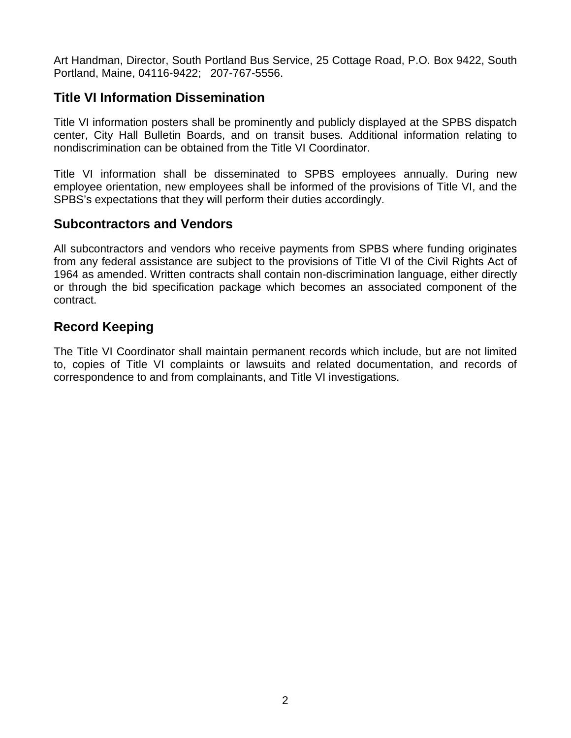Art Handman, Director, South Portland Bus Service, 25 Cottage Road, P.O. Box 9422, South Portland, Maine, 04116-9422;   207-767-5556.

## Title VI Information Dissemination

Title VI information posters shall be prominently and publicly displayed at the SPBS dispatch center, City Hall Bulletin Boards, and on transit buses. Additional information relating to nondiscrimination can be obtained from the Title VI Coordinator.

Title VI information shall be disseminated to SPBS employees annually. During new employee orientation, new employees shall be informed of the provisions of Title VI, and the SPBS's expectations that they will perform their duties accordingly.

## Subcontractors and Vendors

All subcontractors and vendors who receive payments from SPBS where funding originates from any federal assistance are subject to the provisions of Title VI of the Civil Rights Act of 1964 as amended. Written contracts shall contain non-discrimination language, either directly or through the bid specification package which becomes an associated component of the contract.

## Record Keeping

The Title VI Coordinator shall maintain permanent records which include, but are not limited to, copies of Title VI complaints or lawsuits and related documentation, and records of correspondence to and from complainants, and Title VI investigations.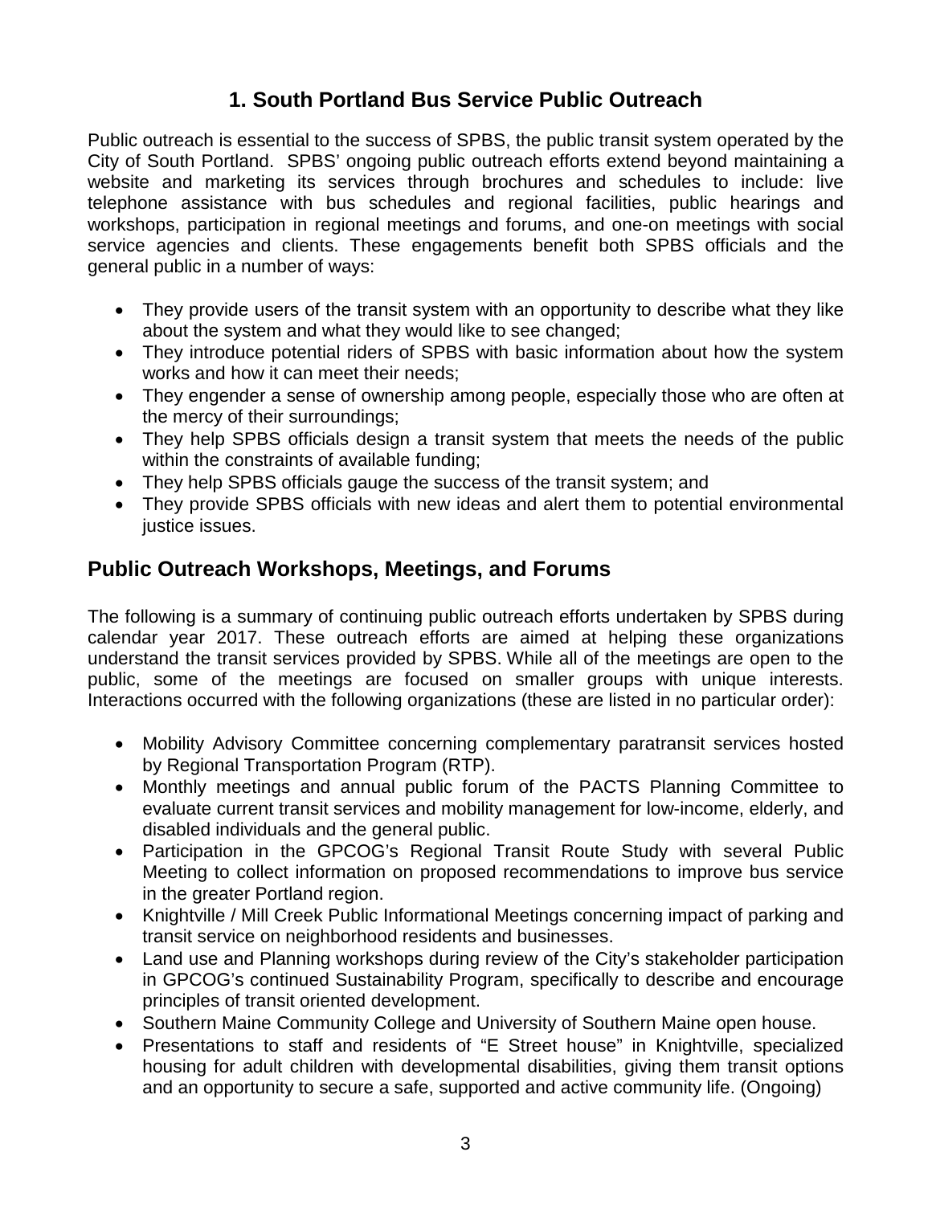# 1. South Portland Bus Service Public Outreach

Public outreach is essential to the success of SPBS, the public transit system operated by the City of South Portland. SPBS' ongoing public outreach efforts extend beyond maintaining a website and marketing its services through brochures and schedules to include: live telephone assistance with bus schedules and regional facilities, public hearings and workshops, participation in regional meetings and forums, and one-on meetings with social service agencies and clients. These engagements benefit both SPBS officials and the general public in a number of ways:

- They provide users of the transit system with an opportunity to describe what they like about the system and what they would like to see changed;
- They introduce potential riders of SPBS with basic information about how the system works and how it can meet their needs;
- They engender a sense of ownership among people, especially those who are often at the mercy of their surroundings;
- They help SPBS officials design a transit system that meets the needs of the public within the constraints of available funding;
- They help SPBS officials gauge the success of the transit system; and
- They provide SPBS officials with new ideas and alert them to potential environmental justice issues.

## Public Outreach Workshops, Meetings, and Forums

The following is a summary of continuing public outreach efforts undertaken by SPBS during calendar year 2017. These outreach efforts are aimed at helping these organizations understand the transit services provided by SPBS. While all of the meetings are open to the public, some of the meetings are focused on smaller groups with unique interests. Interactions occurred with the following organizations (these are listed in no particular order):

- Mobility Advisory Committee concerning complementary paratransit services hosted by Regional Transportation Program (RTP).
- Monthly meetings and annual public forum of the PACTS Planning Committee to evaluate current transit services and mobility management for low-income, elderly, and disabled individuals and the general public.
- Participation in the GPCOG's Regional Transit Route Study with several Public Meeting to collect information on proposed recommendations to improve bus service in the greater Portland region.
- Knightville / Mill Creek Public Informational Meetings concerning impact of parking and transit service on neighborhood residents and businesses.
- Land use and Planning workshops during review of the City's stakeholder participation in GPCOG's continued Sustainability Program, specifically to describe and encourage principles of transit oriented development.
- Southern Maine Community College and University of Southern Maine open house.
- Presentations to staff and residents of "E Street house" in Knightville, specialized housing for adult children with developmental disabilities, giving them transit options and an opportunity to secure a safe, supported and active community life. (Ongoing)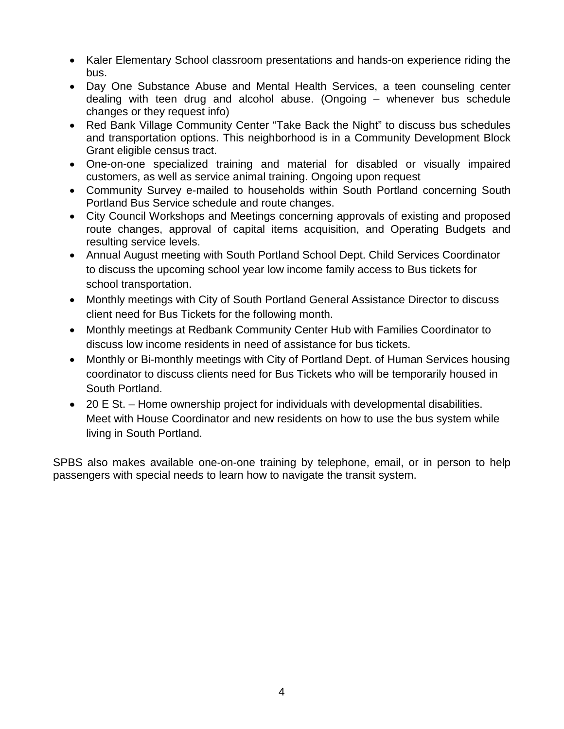- Kaler Elementary School classroom presentations and hands-on experience riding the bus.
- Day One Substance Abuse and Mental Health Services, a teen counseling center dealing with teen drug and alcohol abuse. (Ongoing – whenever bus schedule changes or they request info)
- Red Bank Village Community Center "Take Back the Night" to discuss bus schedules and transportation options. This neighborhood is in a Community Development Block Grant eligible census tract.
- One-on-one specialized training and material for disabled or visually impaired customers, as well as service animal training. Ongoing upon request
- Community Survey e-mailed to households within South Portland concerning South Portland Bus Service schedule and route changes.
- City Council Workshops and Meetings concerning approvals of existing and proposed route changes, approval of capital items acquisition, and Operating Budgets and resulting service levels.
- Annual August meeting with South Portland School Dept. Child Services Coordinator to discuss the upcoming school year low income family access to Bus tickets for school transportation.
- Monthly meetings with City of South Portland General Assistance Director to discuss client need for Bus Tickets for the following month.
- Monthly meetings at Redbank Community Center Hub with Families Coordinator to discuss low income residents in need of assistance for bus tickets.
- Monthly or Bi-monthly meetings with City of Portland Dept. of Human Services housing coordinator to discuss clients need for Bus Tickets who will be temporarily housed in South Portland.
- 20 E St. – Home ownership project for individuals with developmental disabilities. Meet with House Coordinator and new residents on how to use the bus system while living in South Portland.

SPBS also makes available one-on-one training by telephone, email, or in person to help passengers with special needs to learn how to navigate the transit system.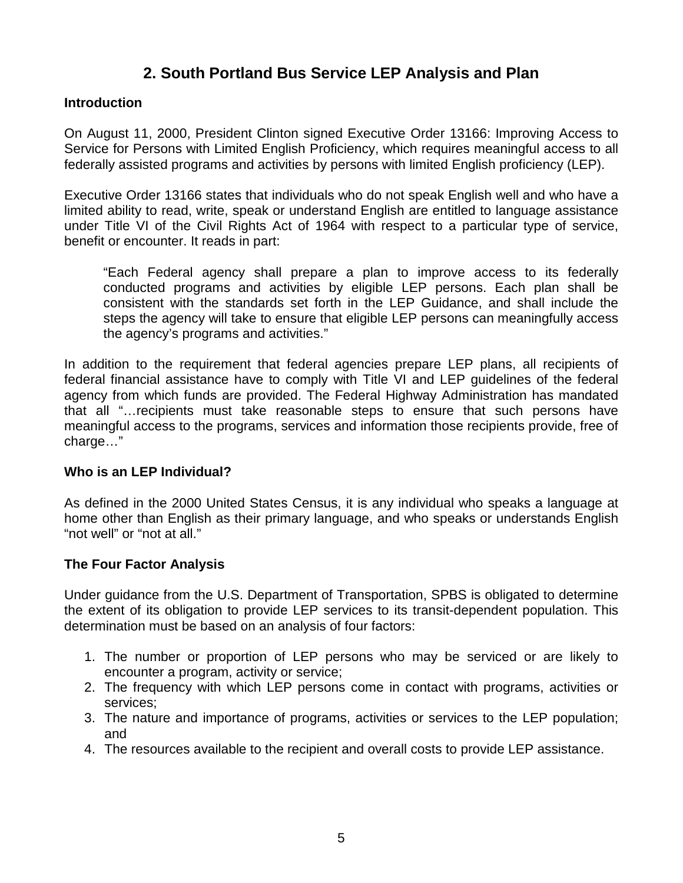## 2. South Portland Bus Service LEP Analysis and Plan

### Introduction

On August 11, 2000, President Clinton signed Executive Order 13166: Improving Access to Service for Persons with Limited English Proficiency, which requires meaningful access to all federally assisted programs and activities by persons with limited English proficiency (LEP).

Executive Order 13166 states that individuals who do not speak English well and who have a limited ability to read, write, speak or understand English are entitled to language assistance under Title VI of the Civil Rights Act of 1964 with respect to a particular type of service, benefit or encounter. It reads in part:

> "Each Federal agency shall prepare a plan to improve access to its federally conducted programs and activities by eligible LEP persons. Each plan shall be consistent with the standards set forth in the LEP Guidance, and shall include the steps the agency will take to ensure that eligible LEP persons can meaningfully access the agency's programs and activities."

In addition to the requirement that federal agencies prepare LEP plans, all recipients of federal financial assistance have to comply with Title VI and LEP guidelines of the federal agency from which funds are provided. The Federal Highway Administration has mandated that all "…recipients must take reasonable steps to ensure that such persons have meaningful access to the programs, services and information those recipients provide, free of charge…"

### Who is an LEP Individual?

As defined in the 2000 United States Census, it is any individual who speaks a language at home other than English as their primary language, and who speaks or understands English "not well" or "not at all."

### The Four Factor Analysis

Under guidance from the U.S. Department of Transportation, SPBS is obligated to determine the extent of its obligation to provide LEP services to its transit-dependent population. This determination must be based on an analysis of four factors:

1. The number or proportion of LEP persons who may be serviced or are likely to encounter a program, activity or service;
2. The frequency with which LEP persons come in contact with programs, activities or services;
3. The nature and importance of programs, activities or services to the LEP population; and
4. The resources available to the recipient and overall costs to provide LEP assistance.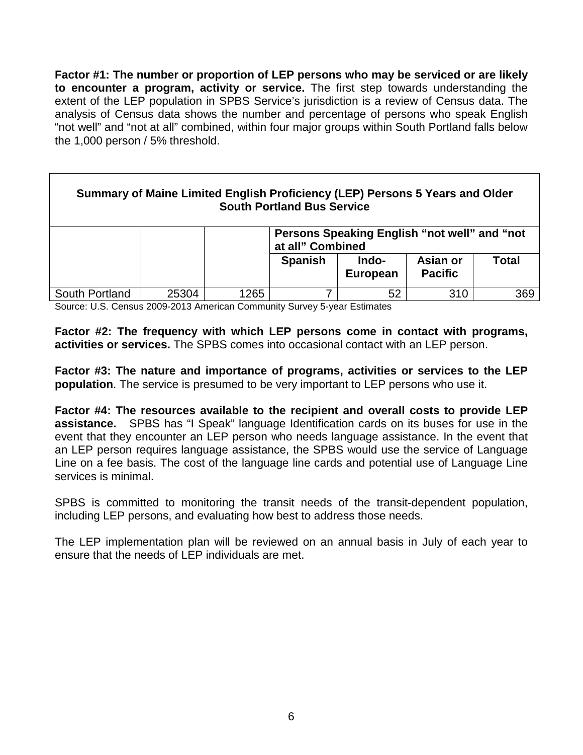**Factor #1: The number or proportion of LEP persons who may be serviced or are likely to encounter a program, activity or service.** The first step towards understanding the extent of the LEP population in SPBS Service's jurisdiction is a review of Census data. The analysis of Census data shows the number and percentage of persons who speak English "not well" and "not at all" combined, within four major groups within South Portland falls below the 1,000 person / 5% threshold.

**Summary of Maine Limited English Proficiency (LEP) Persons 5 Years and Older South Portland Bus Service**

| | | | Persons Speaking English "not well" and "not at all" Combined | | | |
|---|---|---|---|---|---|---|
| | | | **Spanish** | **Indo-European** | **Asian or Pacific** | **Total** |
| South Portland | 25304 | 1265 | 7 | 52 | 310 | 369 |

Source: U.S. Census 2009-2013 American Community Survey 5-year Estimates

**Factor #2: The frequency with which LEP persons come in contact with programs, activities or services.** The SPBS comes into occasional contact with an LEP person.

**Factor #3: The nature and importance of programs, activities or services to the LEP population**. The service is presumed to be very important to LEP persons who use it.

**Factor #4: The resources available to the recipient and overall costs to provide LEP assistance.** SPBS has "I Speak" language Identification cards on its buses for use in the event that they encounter an LEP person who needs language assistance. In the event that an LEP person requires language assistance, the SPBS would use the service of Language Line on a fee basis. The cost of the language line cards and potential use of Language Line services is minimal.

SPBS is committed to monitoring the transit needs of the transit-dependent population, including LEP persons, and evaluating how best to address those needs.

The LEP implementation plan will be reviewed on an annual basis in July of each year to ensure that the needs of LEP individuals are met.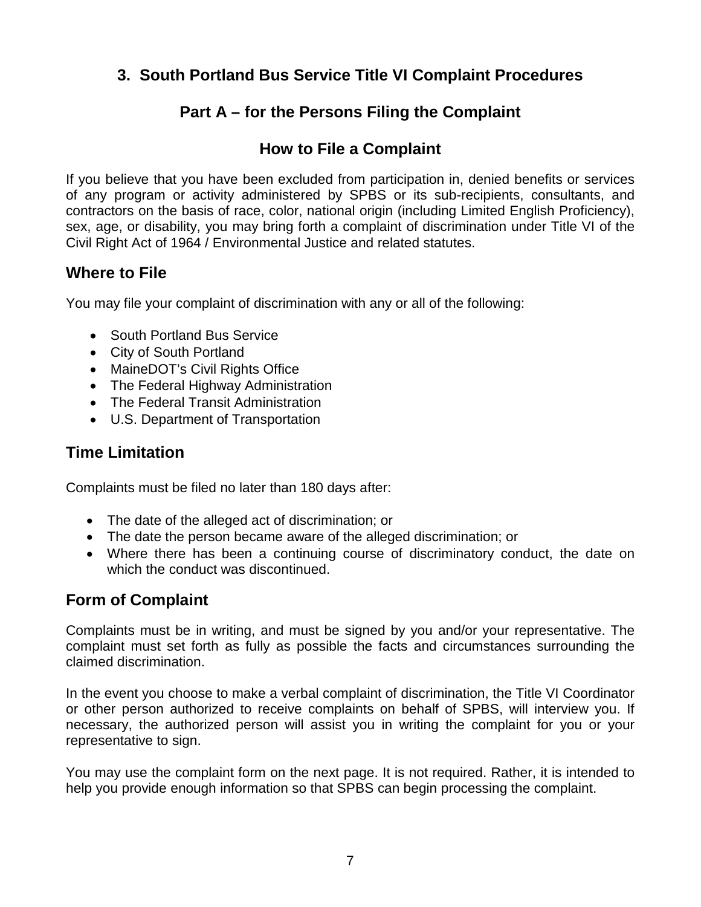## 3. South Portland Bus Service Title VI Complaint Procedures

### Part A – for the Persons Filing the Complaint

### How to File a Complaint

If you believe that you have been excluded from participation in, denied benefits or services of any program or activity administered by SPBS or its sub-recipients, consultants, and contractors on the basis of race, color, national origin (including Limited English Proficiency), sex, age, or disability, you may bring forth a complaint of discrimination under Title VI of the Civil Right Act of 1964 / Environmental Justice and related statutes.

### Where to File

You may file your complaint of discrimination with any or all of the following:

- South Portland Bus Service
- City of South Portland
- MaineDOT's Civil Rights Office
- The Federal Highway Administration
- The Federal Transit Administration
- U.S. Department of Transportation

### Time Limitation

Complaints must be filed no later than 180 days after:

- The date of the alleged act of discrimination; or
- The date the person became aware of the alleged discrimination; or
- Where there has been a continuing course of discriminatory conduct, the date on which the conduct was discontinued.

### Form of Complaint

Complaints must be in writing, and must be signed by you and/or your representative. The complaint must set forth as fully as possible the facts and circumstances surrounding the claimed discrimination.

In the event you choose to make a verbal complaint of discrimination, the Title VI Coordinator or other person authorized to receive complaints on behalf of SPBS, will interview you. If necessary, the authorized person will assist you in writing the complaint for you or your representative to sign.

You may use the complaint form on the next page. It is not required. Rather, it is intended to help you provide enough information so that SPBS can begin processing the complaint.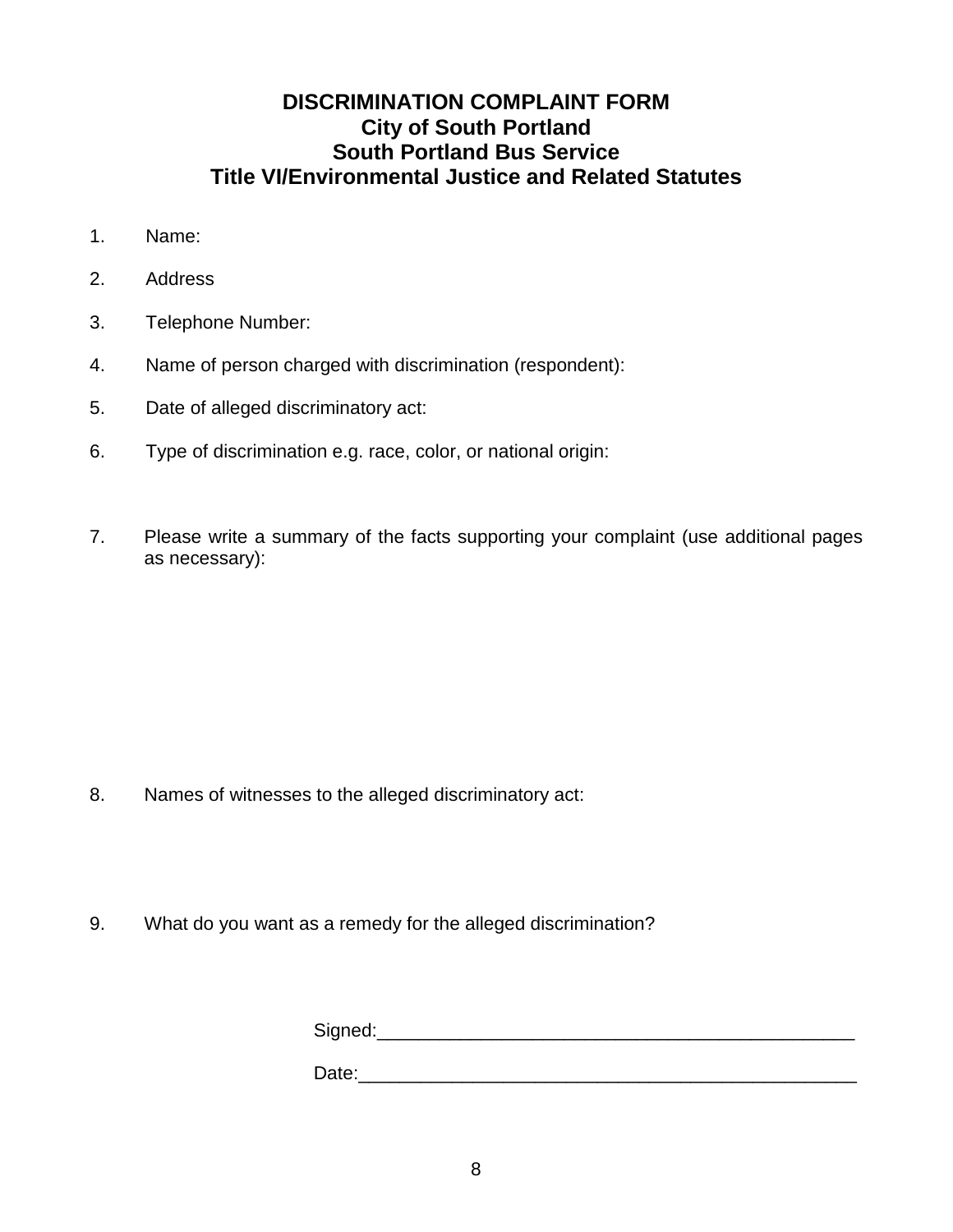# DISCRIMINATION COMPLAINT FORM
## City of South Portland
## South Portland Bus Service
## Title VI/Environmental Justice and Related Statutes

1. Name:
2. Address
3. Telephone Number:
4. Name of person charged with discrimination (respondent):
5. Date of alleged discriminatory act:
6. Type of discrimination e.g. race, color, or national origin:
7. Please write a summary of the facts supporting your complaint (use additional pages as necessary):
8. Names of witnesses to the alleged discriminatory act:
9. What do you want as a remedy for the alleged discrimination?

Signed:_______________________________________________

Date:_________________________________________________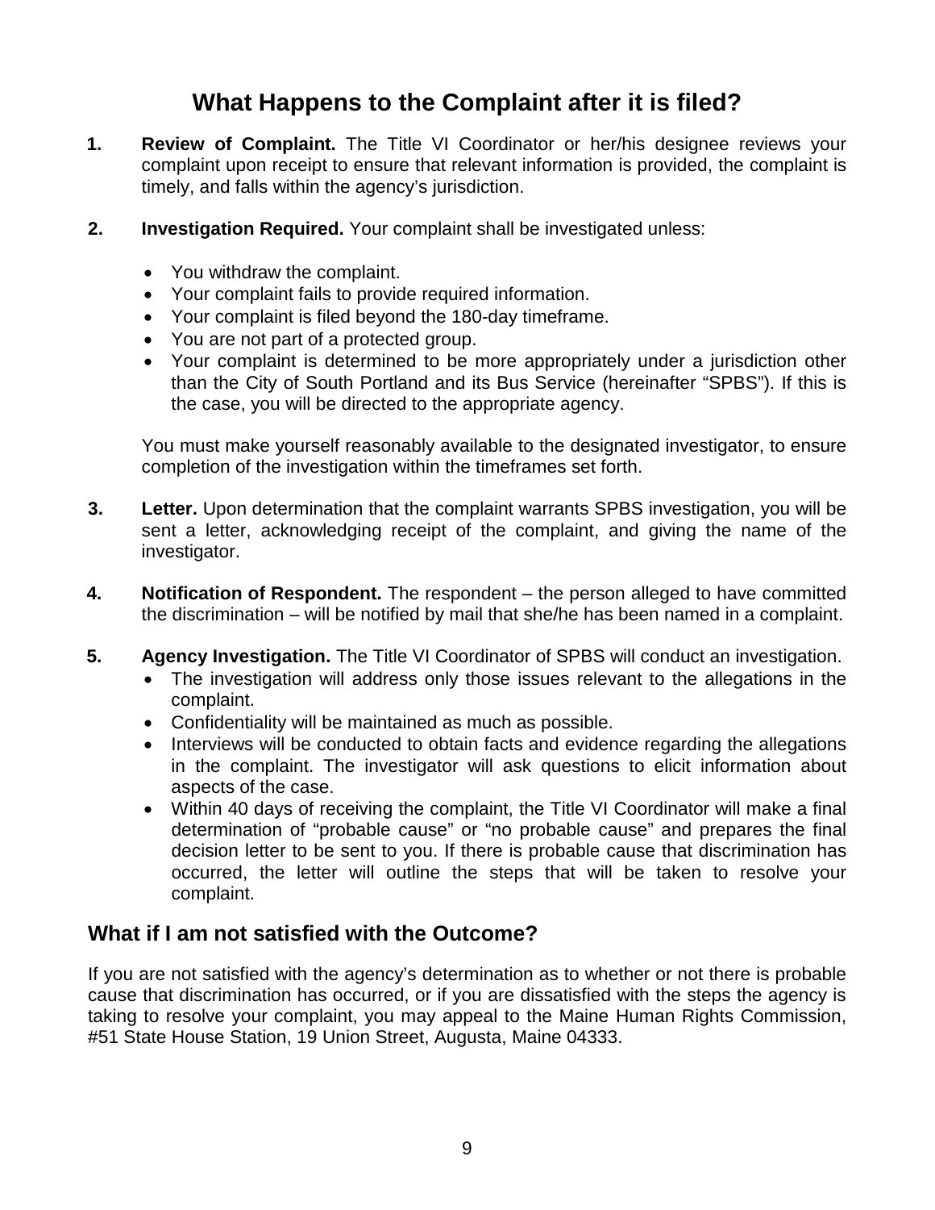# What Happens to the Complaint after it is filed?

1. **Review of Complaint.** The Title VI Coordinator or her/his designee reviews your complaint upon receipt to ensure that relevant information is provided, the complaint is timely, and falls within the agency's jurisdiction.

2. **Investigation Required.** Your complaint shall be investigated unless:

   - You withdraw the complaint.
   - Your complaint fails to provide required information.
   - Your complaint is filed beyond the 180-day timeframe.
   - You are not part of a protected group.
   - Your complaint is determined to be more appropriately under a jurisdiction other than the City of South Portland and its Bus Service (hereinafter "SPBS"). If this is the case, you will be directed to the appropriate agency.

   You must make yourself reasonably available to the designated investigator, to ensure completion of the investigation within the timeframes set forth.

3. **Letter.** Upon determination that the complaint warrants SPBS investigation, you will be sent a letter, acknowledging receipt of the complaint, and giving the name of the investigator.

4. **Notification of Respondent.** The respondent – the person alleged to have committed the discrimination – will be notified by mail that she/he has been named in a complaint.

5. **Agency Investigation.** The Title VI Coordinator of SPBS will conduct an investigation.
   - The investigation will address only those issues relevant to the allegations in the complaint.
   - Confidentiality will be maintained as much as possible.
   - Interviews will be conducted to obtain facts and evidence regarding the allegations in the complaint. The investigator will ask questions to elicit information about aspects of the case.
   - Within 40 days of receiving the complaint, the Title VI Coordinator will make a final determination of "probable cause" or "no probable cause" and prepares the final decision letter to be sent to you. If there is probable cause that discrimination has occurred, the letter will outline the steps that will be taken to resolve your complaint.

## What if I am not satisfied with the Outcome?

If you are not satisfied with the agency's determination as to whether or not there is probable cause that discrimination has occurred, or if you are dissatisfied with the steps the agency is taking to resolve your complaint, you may appeal to the Maine Human Rights Commission, #51 State House Station, 19 Union Street, Augusta, Maine 04333.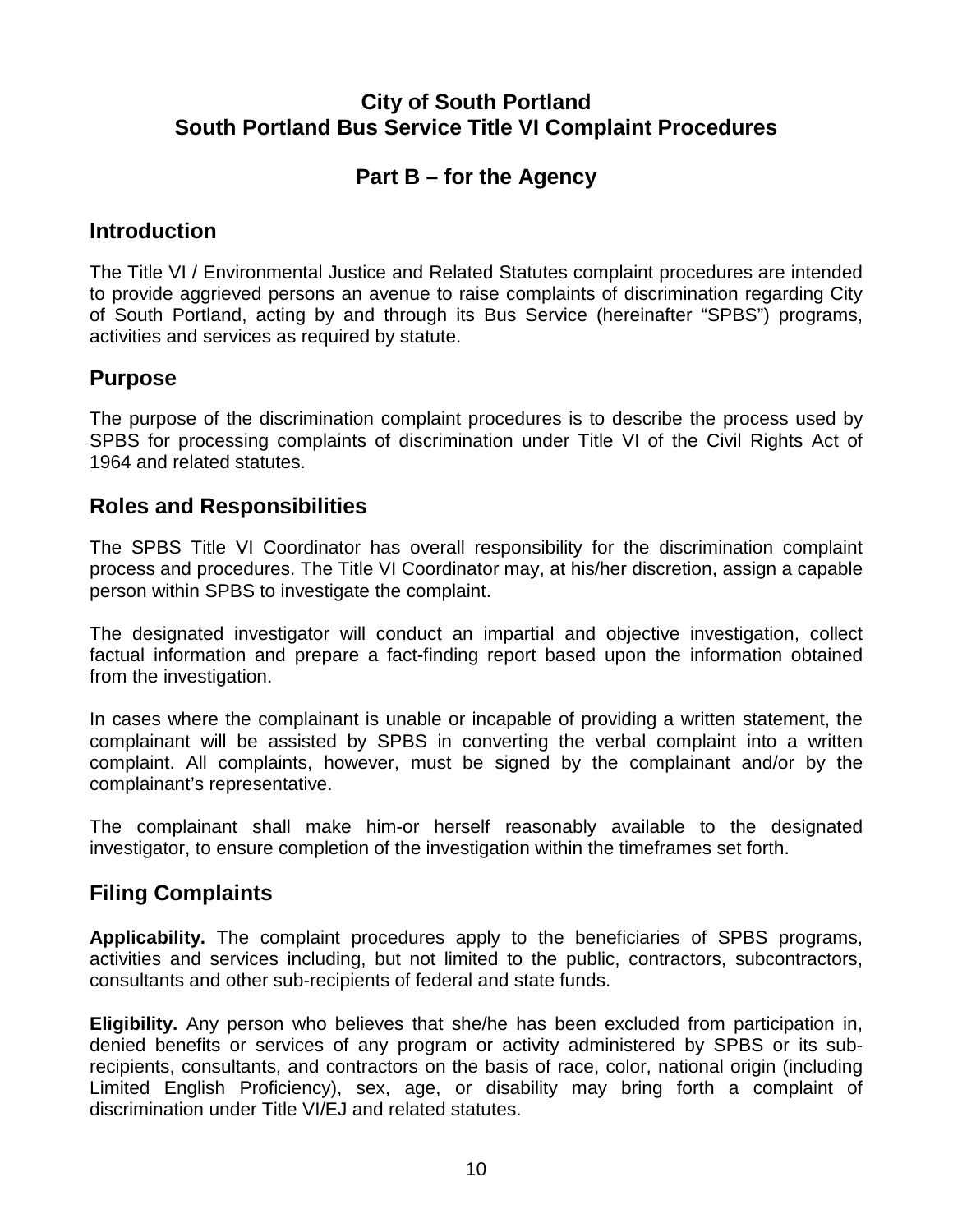# City of South Portland
# South Portland Bus Service Title VI Complaint Procedures

## Part B – for the Agency

## Introduction

The Title VI / Environmental Justice and Related Statutes complaint procedures are intended to provide aggrieved persons an avenue to raise complaints of discrimination regarding City of South Portland, acting by and through its Bus Service (hereinafter "SPBS") programs, activities and services as required by statute.

## Purpose

The purpose of the discrimination complaint procedures is to describe the process used by SPBS for processing complaints of discrimination under Title VI of the Civil Rights Act of 1964 and related statutes.

## Roles and Responsibilities

The SPBS Title VI Coordinator has overall responsibility for the discrimination complaint process and procedures. The Title VI Coordinator may, at his/her discretion, assign a capable person within SPBS to investigate the complaint.

The designated investigator will conduct an impartial and objective investigation, collect factual information and prepare a fact-finding report based upon the information obtained from the investigation.

In cases where the complainant is unable or incapable of providing a written statement, the complainant will be assisted by SPBS in converting the verbal complaint into a written complaint. All complaints, however, must be signed by the complainant and/or by the complainant's representative.

The complainant shall make him-or herself reasonably available to the designated investigator, to ensure completion of the investigation within the timeframes set forth.

## Filing Complaints

**Applicability.** The complaint procedures apply to the beneficiaries of SPBS programs, activities and services including, but not limited to the public, contractors, subcontractors, consultants and other sub-recipients of federal and state funds.

**Eligibility.** Any person who believes that she/he has been excluded from participation in, denied benefits or services of any program or activity administered by SPBS or its sub-recipients, consultants, and contractors on the basis of race, color, national origin (including Limited English Proficiency), sex, age, or disability may bring forth a complaint of discrimination under Title VI/EJ and related statutes.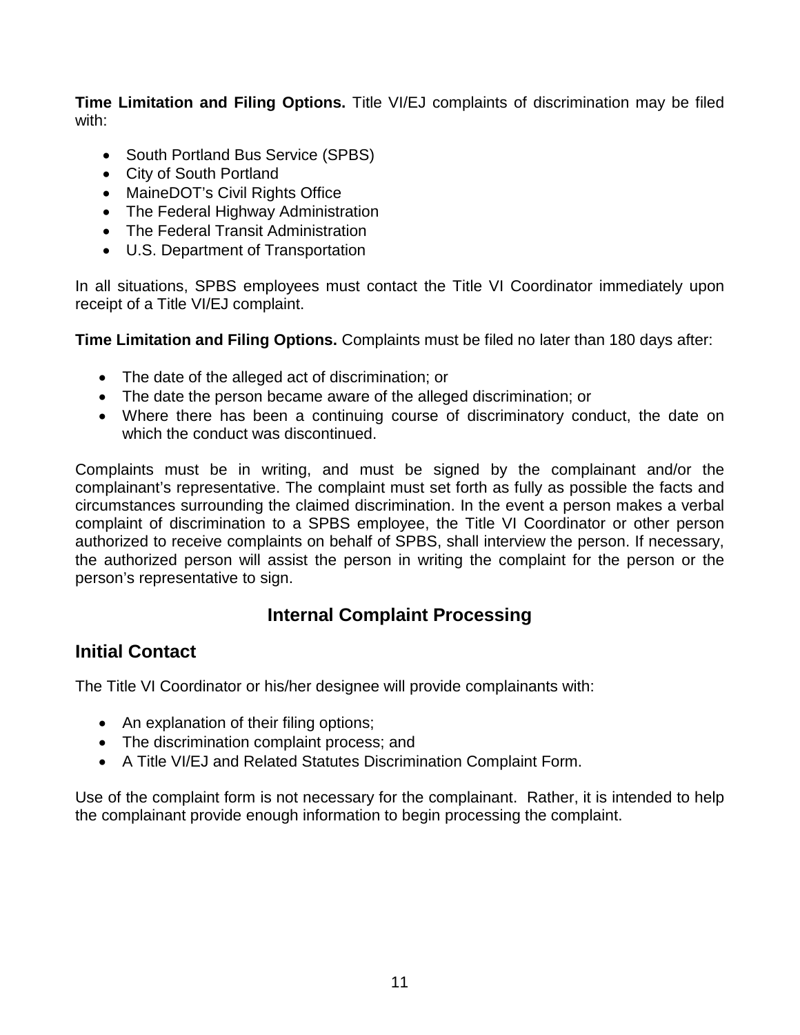**Time Limitation and Filing Options.** Title VI/EJ complaints of discrimination may be filed with:

- South Portland Bus Service (SPBS)
- City of South Portland
- MaineDOT's Civil Rights Office
- The Federal Highway Administration
- The Federal Transit Administration
- U.S. Department of Transportation

In all situations, SPBS employees must contact the Title VI Coordinator immediately upon receipt of a Title VI/EJ complaint.

**Time Limitation and Filing Options.** Complaints must be filed no later than 180 days after:

- The date of the alleged act of discrimination; or
- The date the person became aware of the alleged discrimination; or
- Where there has been a continuing course of discriminatory conduct, the date on which the conduct was discontinued.

Complaints must be in writing, and must be signed by the complainant and/or the complainant's representative. The complaint must set forth as fully as possible the facts and circumstances surrounding the claimed discrimination. In the event a person makes a verbal complaint of discrimination to a SPBS employee, the Title VI Coordinator or other person authorized to receive complaints on behalf of SPBS, shall interview the person. If necessary, the authorized person will assist the person in writing the complaint for the person or the person's representative to sign.

# Internal Complaint Processing

## Initial Contact

The Title VI Coordinator or his/her designee will provide complainants with:

- An explanation of their filing options;
- The discrimination complaint process; and
- A Title VI/EJ and Related Statutes Discrimination Complaint Form.

Use of the complaint form is not necessary for the complainant. Rather, it is intended to help the complainant provide enough information to begin processing the complaint.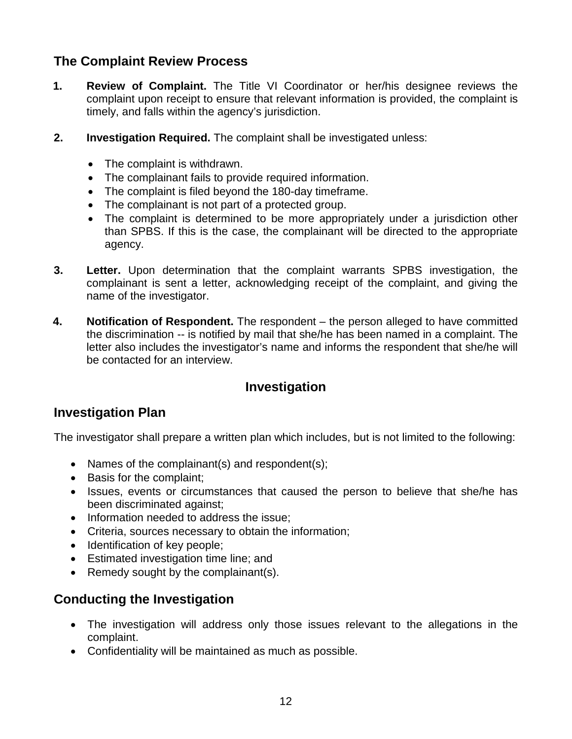## The Complaint Review Process

1. **Review of Complaint.** The Title VI Coordinator or her/his designee reviews the complaint upon receipt to ensure that relevant information is provided, the complaint is timely, and falls within the agency's jurisdiction.

2. **Investigation Required.** The complaint shall be investigated unless:

   - The complaint is withdrawn.
   - The complainant fails to provide required information.
   - The complaint is filed beyond the 180-day timeframe.
   - The complainant is not part of a protected group.
   - The complaint is determined to be more appropriately under a jurisdiction other than SPBS. If this is the case, the complainant will be directed to the appropriate agency.

3. **Letter.** Upon determination that the complaint warrants SPBS investigation, the complainant is sent a letter, acknowledging receipt of the complaint, and giving the name of the investigator.

4. **Notification of Respondent.** The respondent – the person alleged to have committed the discrimination -- is notified by mail that she/he has been named in a complaint. The letter also includes the investigator's name and informs the respondent that she/he will be contacted for an interview.

## Investigation

### Investigation Plan

The investigator shall prepare a written plan which includes, but is not limited to the following:

- Names of the complainant(s) and respondent(s);
- Basis for the complaint;
- Issues, events or circumstances that caused the person to believe that she/he has been discriminated against;
- Information needed to address the issue;
- Criteria, sources necessary to obtain the information;
- Identification of key people;
- Estimated investigation time line; and
- Remedy sought by the complainant(s).

### Conducting the Investigation

- The investigation will address only those issues relevant to the allegations in the complaint.
- Confidentiality will be maintained as much as possible.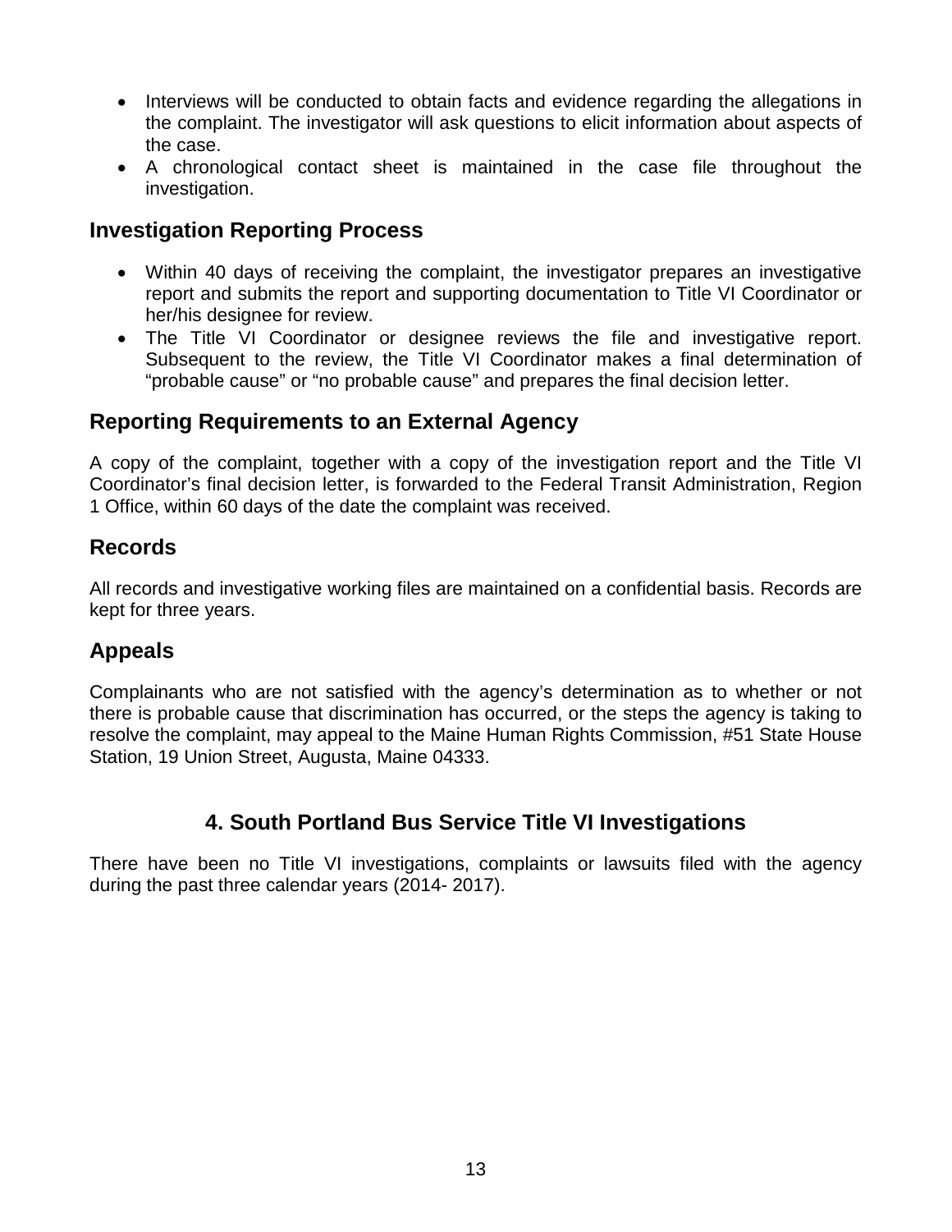- Interviews will be conducted to obtain facts and evidence regarding the allegations in the complaint. The investigator will ask questions to elicit information about aspects of the case.
- A chronological contact sheet is maintained in the case file throughout the investigation.

### Investigation Reporting Process

- Within 40 days of receiving the complaint, the investigator prepares an investigative report and submits the report and supporting documentation to Title VI Coordinator or her/his designee for review.
- The Title VI Coordinator or designee reviews the file and investigative report. Subsequent to the review, the Title VI Coordinator makes a final determination of "probable cause" or "no probable cause" and prepares the final decision letter.

### Reporting Requirements to an External Agency

A copy of the complaint, together with a copy of the investigation report and the Title VI Coordinator's final decision letter, is forwarded to the Federal Transit Administration, Region 1 Office, within 60 days of the date the complaint was received.

### Records

All records and investigative working files are maintained on a confidential basis. Records are kept for three years.

### Appeals

Complainants who are not satisfied with the agency's determination as to whether or not there is probable cause that discrimination has occurred, or the steps the agency is taking to resolve the complaint, may appeal to the Maine Human Rights Commission, #51 State House Station, 19 Union Street, Augusta, Maine 04333.

## 4. South Portland Bus Service Title VI Investigations

There have been no Title VI investigations, complaints or lawsuits filed with the agency during the past three calendar years (2014- 2017).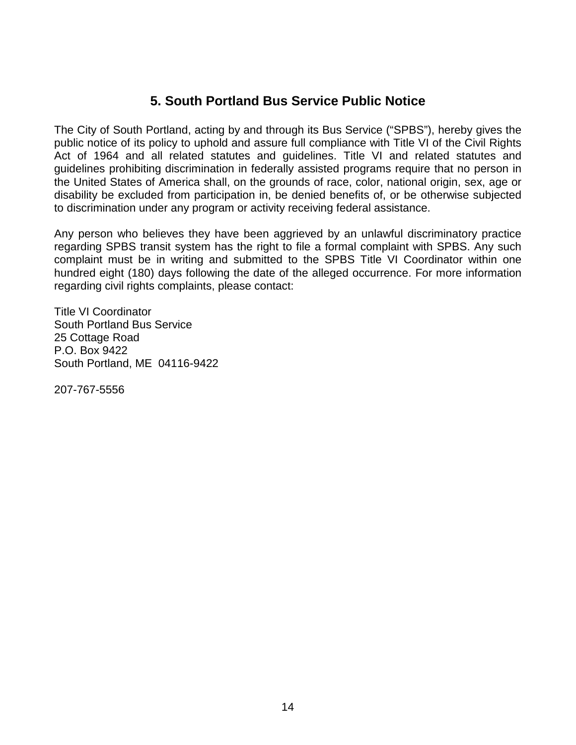## 5. South Portland Bus Service Public Notice

The City of South Portland, acting by and through its Bus Service ("SPBS"), hereby gives the public notice of its policy to uphold and assure full compliance with Title VI of the Civil Rights Act of 1964 and all related statutes and guidelines. Title VI and related statutes and guidelines prohibiting discrimination in federally assisted programs require that no person in the United States of America shall, on the grounds of race, color, national origin, sex, age or disability be excluded from participation in, be denied benefits of, or be otherwise subjected to discrimination under any program or activity receiving federal assistance.

Any person who believes they have been aggrieved by an unlawful discriminatory practice regarding SPBS transit system has the right to file a formal complaint with SPBS. Any such complaint must be in writing and submitted to the SPBS Title VI Coordinator within one hundred eight (180) days following the date of the alleged occurrence. For more information regarding civil rights complaints, please contact:

Title VI Coordinator
South Portland Bus Service
25 Cottage Road
P.O. Box 9422
South Portland, ME 04116-9422

207-767-5556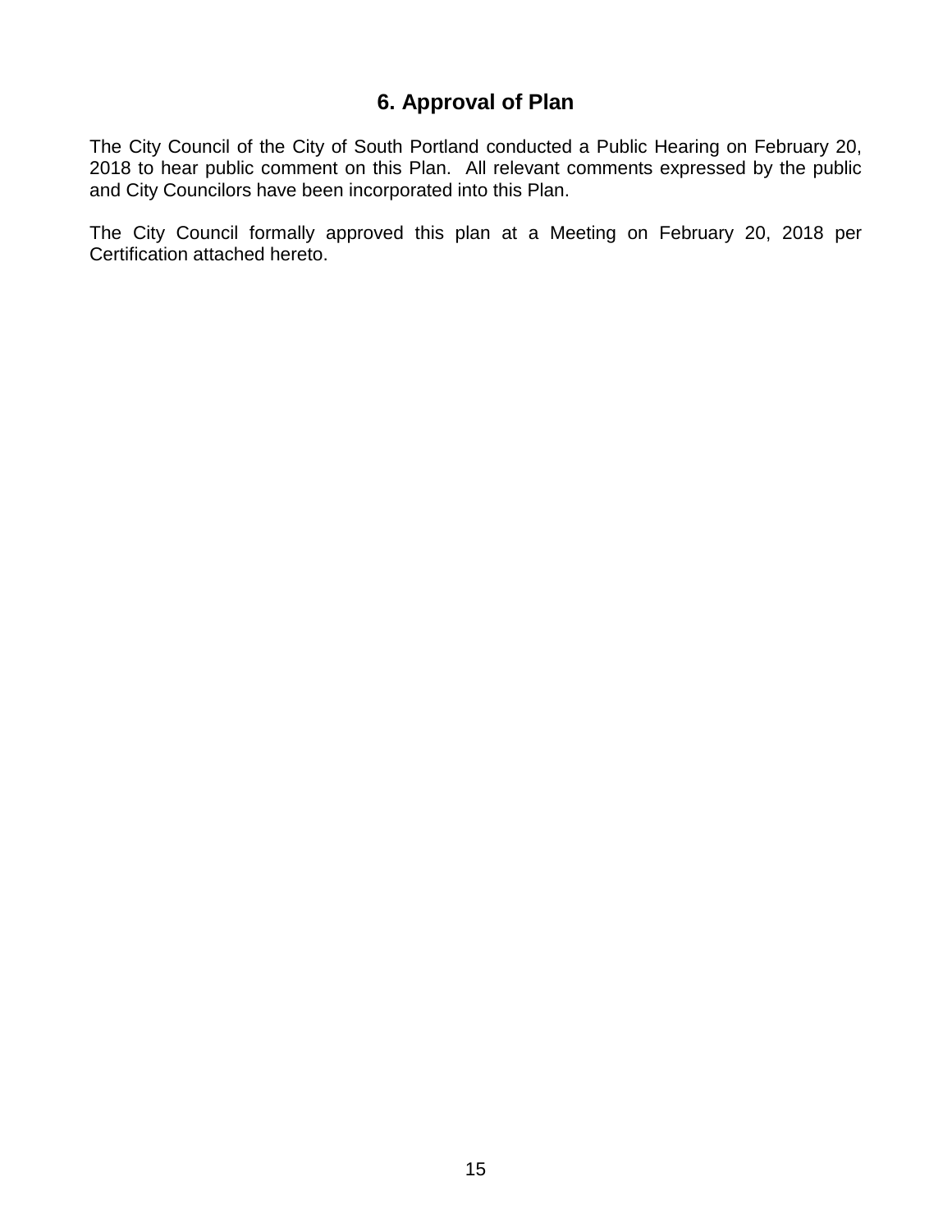## 6. Approval of Plan

The City Council of the City of South Portland conducted a Public Hearing on February 20, 2018 to hear public comment on this Plan. All relevant comments expressed by the public and City Councilors have been incorporated into this Plan.

The City Council formally approved this plan at a Meeting on February 20, 2018 per Certification attached hereto.